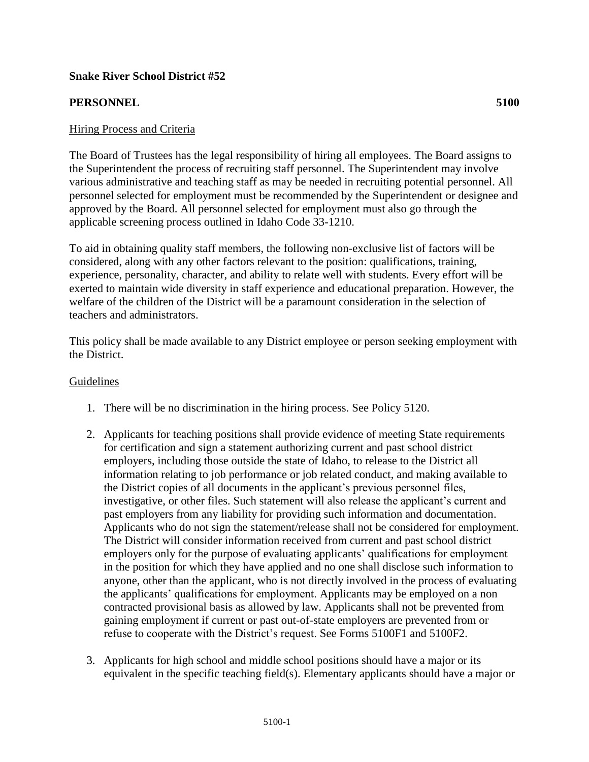**Snake River School District #52**

**PERSONNEL** **5100**

Hiring Process and Criteria

The Board of Trustees has the legal responsibility of hiring all employees. The Board assigns to the Superintendent the process of recruiting staff personnel. The Superintendent may involve various administrative and teaching staff as may be needed in recruiting potential personnel. All personnel selected for employment must be recommended by the Superintendent or designee and approved by the Board. All personnel selected for employment must also go through the applicable screening process outlined in Idaho Code 33-1210.

To aid in obtaining quality staff members, the following non-exclusive list of factors will be considered, along with any other factors relevant to the position: qualifications, training, experience, personality, character, and ability to relate well with students. Every effort will be exerted to maintain wide diversity in staff experience and educational preparation. However, the welfare of the children of the District will be a paramount consideration in the selection of teachers and administrators.

This policy shall be made available to any District employee or person seeking employment with the District.

Guidelines

1. There will be no discrimination in the hiring process. See Policy 5120.

2. Applicants for teaching positions shall provide evidence of meeting State requirements for certification and sign a statement authorizing current and past school district employers, including those outside the state of Idaho, to release to the District all information relating to job performance or job related conduct, and making available to the District copies of all documents in the applicant's previous personnel files, investigative, or other files. Such statement will also release the applicant's current and past employers from any liability for providing such information and documentation. Applicants who do not sign the statement/release shall not be considered for employment. The District will consider information received from current and past school district employers only for the purpose of evaluating applicants' qualifications for employment in the position for which they have applied and no one shall disclose such information to anyone, other than the applicant, who is not directly involved in the process of evaluating the applicants' qualifications for employment. Applicants may be employed on a non contracted provisional basis as allowed by law. Applicants shall not be prevented from gaining employment if current or past out-of-state employers are prevented from or refuse to cooperate with the District's request. See Forms 5100F1 and 5100F2.

3. Applicants for high school and middle school positions should have a major or its equivalent in the specific teaching field(s). Elementary applicants should have a major or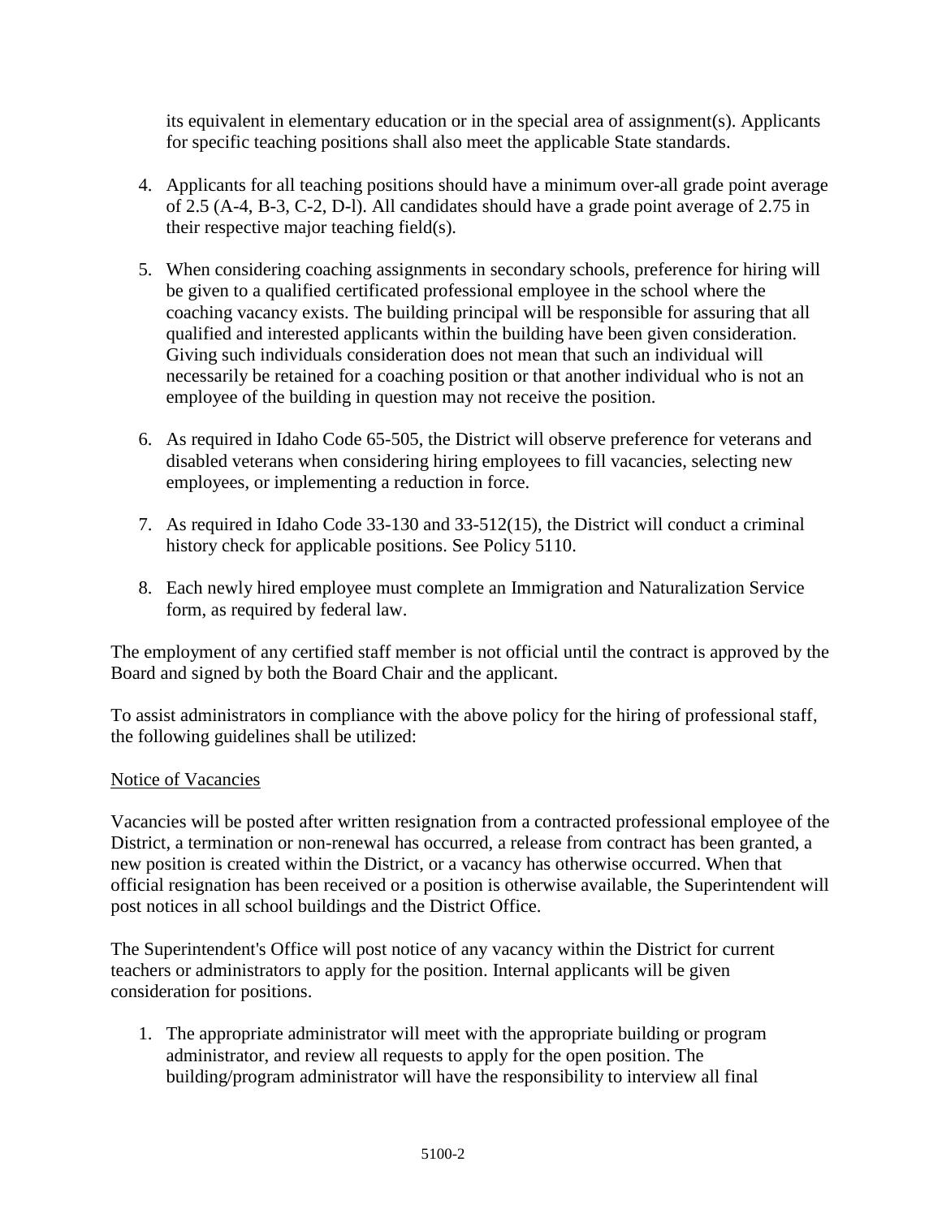its equivalent in elementary education or in the special area of assignment(s). Applicants for specific teaching positions shall also meet the applicable State standards.

4. Applicants for all teaching positions should have a minimum over-all grade point average of 2.5 (A-4, B-3, C-2, D-l). All candidates should have a grade point average of 2.75 in their respective major teaching field(s).
5. When considering coaching assignments in secondary schools, preference for hiring will be given to a qualified certificated professional employee in the school where the coaching vacancy exists. The building principal will be responsible for assuring that all qualified and interested applicants within the building have been given consideration. Giving such individuals consideration does not mean that such an individual will necessarily be retained for a coaching position or that another individual who is not an employee of the building in question may not receive the position.
6. As required in Idaho Code 65-505, the District will observe preference for veterans and disabled veterans when considering hiring employees to fill vacancies, selecting new employees, or implementing a reduction in force.
7. As required in Idaho Code 33-130 and 33-512(15), the District will conduct a criminal history check for applicable positions. See Policy 5110.
8. Each newly hired employee must complete an Immigration and Naturalization Service form, as required by federal law.

The employment of any certified staff member is not official until the contract is approved by the Board and signed by both the Board Chair and the applicant.

To assist administrators in compliance with the above policy for the hiring of professional staff, the following guidelines shall be utilized:

Notice of Vacancies

Vacancies will be posted after written resignation from a contracted professional employee of the District, a termination or non-renewal has occurred, a release from contract has been granted, a new position is created within the District, or a vacancy has otherwise occurred. When that official resignation has been received or a position is otherwise available, the Superintendent will post notices in all school buildings and the District Office.

The Superintendent's Office will post notice of any vacancy within the District for current teachers or administrators to apply for the position. Internal applicants will be given consideration for positions.

1. The appropriate administrator will meet with the appropriate building or program administrator, and review all requests to apply for the open position. The building/program administrator will have the responsibility to interview all final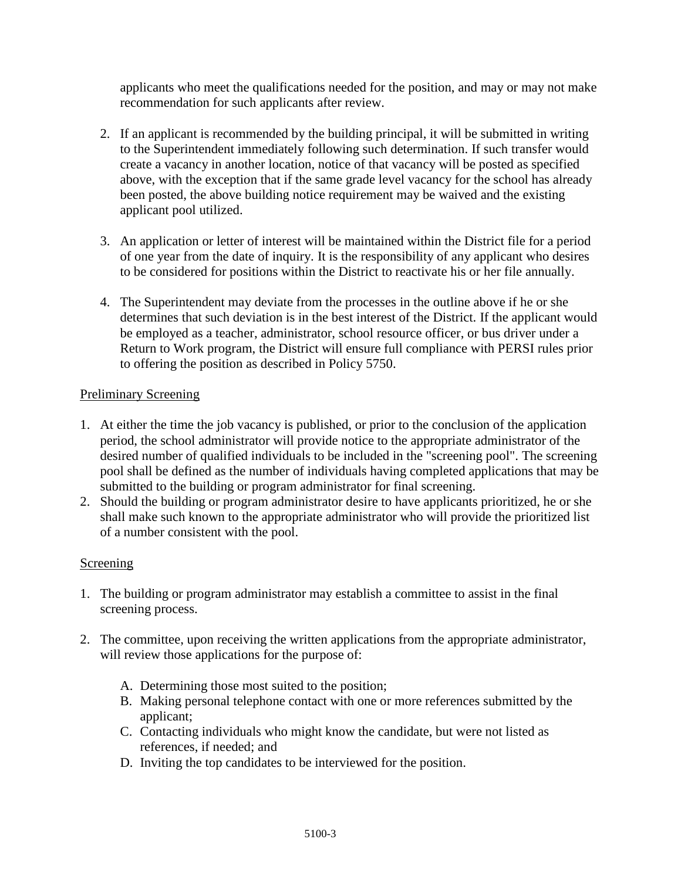applicants who meet the qualifications needed for the position, and may or may not make recommendation for such applicants after review.

2. If an applicant is recommended by the building principal, it will be submitted in writing to the Superintendent immediately following such determination. If such transfer would create a vacancy in another location, notice of that vacancy will be posted as specified above, with the exception that if the same grade level vacancy for the school has already been posted, the above building notice requirement may be waived and the existing applicant pool utilized.

3. An application or letter of interest will be maintained within the District file for a period of one year from the date of inquiry. It is the responsibility of any applicant who desires to be considered for positions within the District to reactivate his or her file annually.

4. The Superintendent may deviate from the processes in the outline above if he or she determines that such deviation is in the best interest of the District. If the applicant would be employed as a teacher, administrator, school resource officer, or bus driver under a Return to Work program, the District will ensure full compliance with PERSI rules prior to offering the position as described in Policy 5750.

Preliminary Screening

1. At either the time the job vacancy is published, or prior to the conclusion of the application period, the school administrator will provide notice to the appropriate administrator of the desired number of qualified individuals to be included in the "screening pool". The screening pool shall be defined as the number of individuals having completed applications that may be submitted to the building or program administrator for final screening.
2. Should the building or program administrator desire to have applicants prioritized, he or she shall make such known to the appropriate administrator who will provide the prioritized list of a number consistent with the pool.

Screening

1. The building or program administrator may establish a committee to assist in the final screening process.

2. The committee, upon receiving the written applications from the appropriate administrator, will review those applications for the purpose of:

   A. Determining those most suited to the position;
   B. Making personal telephone contact with one or more references submitted by the applicant;
   C. Contacting individuals who might know the candidate, but were not listed as references, if needed; and
   D. Inviting the top candidates to be interviewed for the position.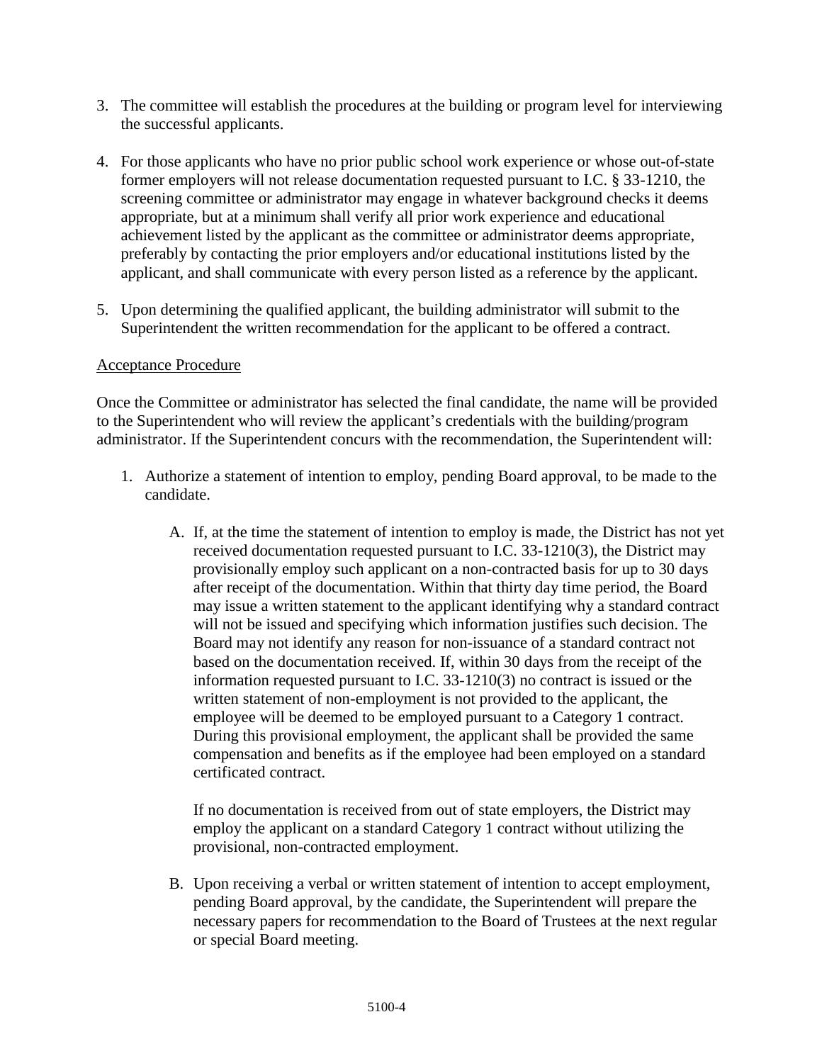3. The committee will establish the procedures at the building or program level for interviewing the successful applicants.

4. For those applicants who have no prior public school work experience or whose out-of-state former employers will not release documentation requested pursuant to I.C. § 33-1210, the screening committee or administrator may engage in whatever background checks it deems appropriate, but at a minimum shall verify all prior work experience and educational achievement listed by the applicant as the committee or administrator deems appropriate, preferably by contacting the prior employers and/or educational institutions listed by the applicant, and shall communicate with every person listed as a reference by the applicant.

5. Upon determining the qualified applicant, the building administrator will submit to the Superintendent the written recommendation for the applicant to be offered a contract.

<u>Acceptance Procedure</u>

Once the Committee or administrator has selected the final candidate, the name will be provided to the Superintendent who will review the applicant's credentials with the building/program administrator. If the Superintendent concurs with the recommendation, the Superintendent will:

1. Authorize a statement of intention to employ, pending Board approval, to be made to the candidate.

   A. If, at the time the statement of intention to employ is made, the District has not yet received documentation requested pursuant to I.C. 33-1210(3), the District may provisionally employ such applicant on a non-contracted basis for up to 30 days after receipt of the documentation. Within that thirty day time period, the Board may issue a written statement to the applicant identifying why a standard contract will not be issued and specifying which information justifies such decision. The Board may not identify any reason for non-issuance of a standard contract not based on the documentation received. If, within 30 days from the receipt of the information requested pursuant to I.C. 33-1210(3) no contract is issued or the written statement of non-employment is not provided to the applicant, the employee will be deemed to be employed pursuant to a Category 1 contract. During this provisional employment, the applicant shall be provided the same compensation and benefits as if the employee had been employed on a standard certificated contract.

      If no documentation is received from out of state employers, the District may employ the applicant on a standard Category 1 contract without utilizing the provisional, non-contracted employment.

   B. Upon receiving a verbal or written statement of intention to accept employment, pending Board approval, by the candidate, the Superintendent will prepare the necessary papers for recommendation to the Board of Trustees at the next regular or special Board meeting.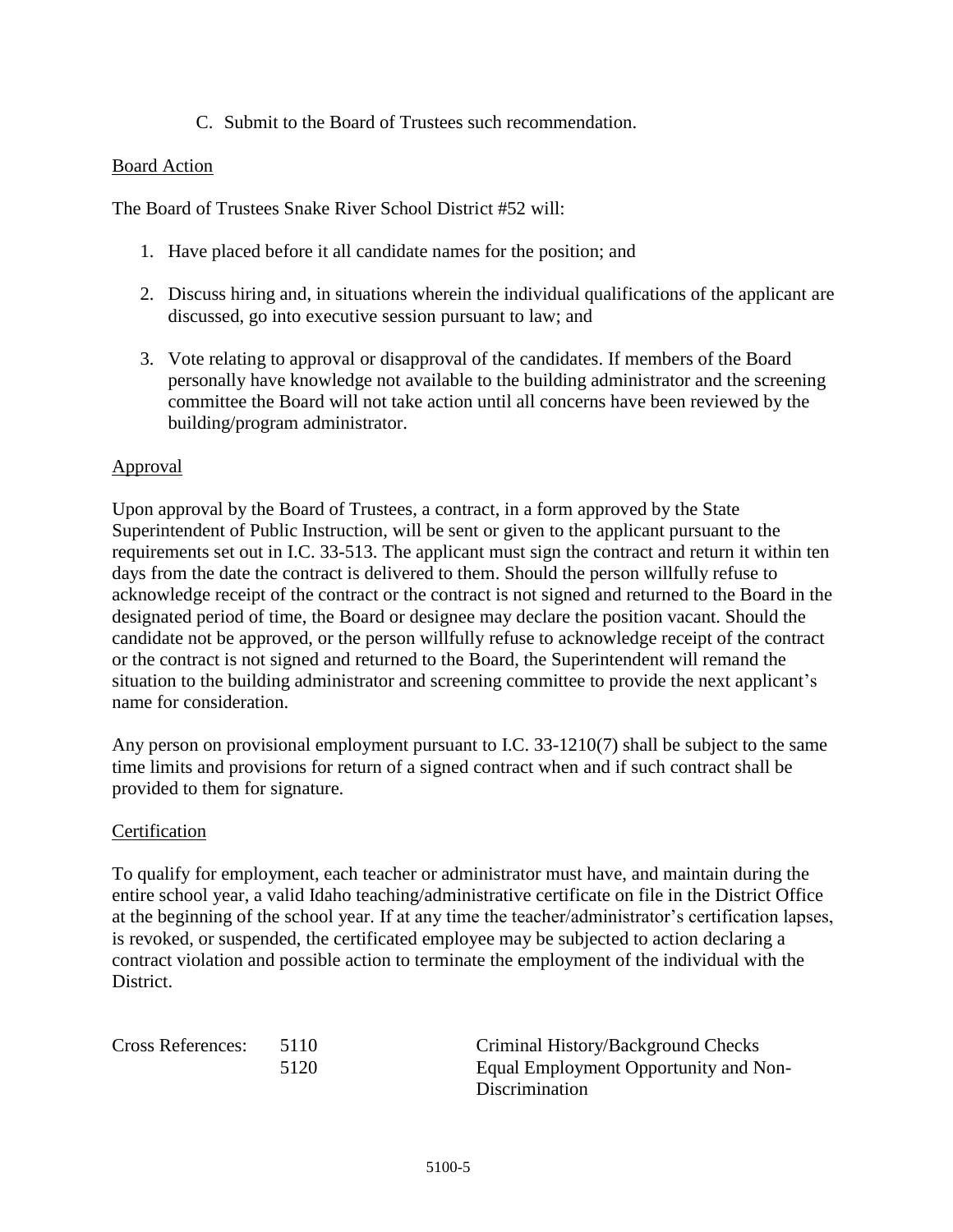C. Submit to the Board of Trustees such recommendation.

Board Action

The Board of Trustees Snake River School District #52 will:

1. Have placed before it all candidate names for the position; and

2. Discuss hiring and, in situations wherein the individual qualifications of the applicant are discussed, go into executive session pursuant to law; and

3. Vote relating to approval or disapproval of the candidates. If members of the Board personally have knowledge not available to the building administrator and the screening committee the Board will not take action until all concerns have been reviewed by the building/program administrator.

Approval

Upon approval by the Board of Trustees, a contract, in a form approved by the State Superintendent of Public Instruction, will be sent or given to the applicant pursuant to the requirements set out in I.C. 33-513. The applicant must sign the contract and return it within ten days from the date the contract is delivered to them. Should the person willfully refuse to acknowledge receipt of the contract or the contract is not signed and returned to the Board in the designated period of time, the Board or designee may declare the position vacant. Should the candidate not be approved, or the person willfully refuse to acknowledge receipt of the contract or the contract is not signed and returned to the Board, the Superintendent will remand the situation to the building administrator and screening committee to provide the next applicant's name for consideration.

Any person on provisional employment pursuant to I.C. 33-1210(7) shall be subject to the same time limits and provisions for return of a signed contract when and if such contract shall be provided to them for signature.

Certification

To qualify for employment, each teacher or administrator must have, and maintain during the entire school year, a valid Idaho teaching/administrative certificate on file in the District Office at the beginning of the school year. If at any time the teacher/administrator's certification lapses, is revoked, or suspended, the certificated employee may be subjected to action declaring a contract violation and possible action to terminate the employment of the individual with the District.

| Cross References: | 5110 | Criminal History/Background Checks |
|---|---|---|
| | 5120 | Equal Employment Opportunity and Non-Discrimination |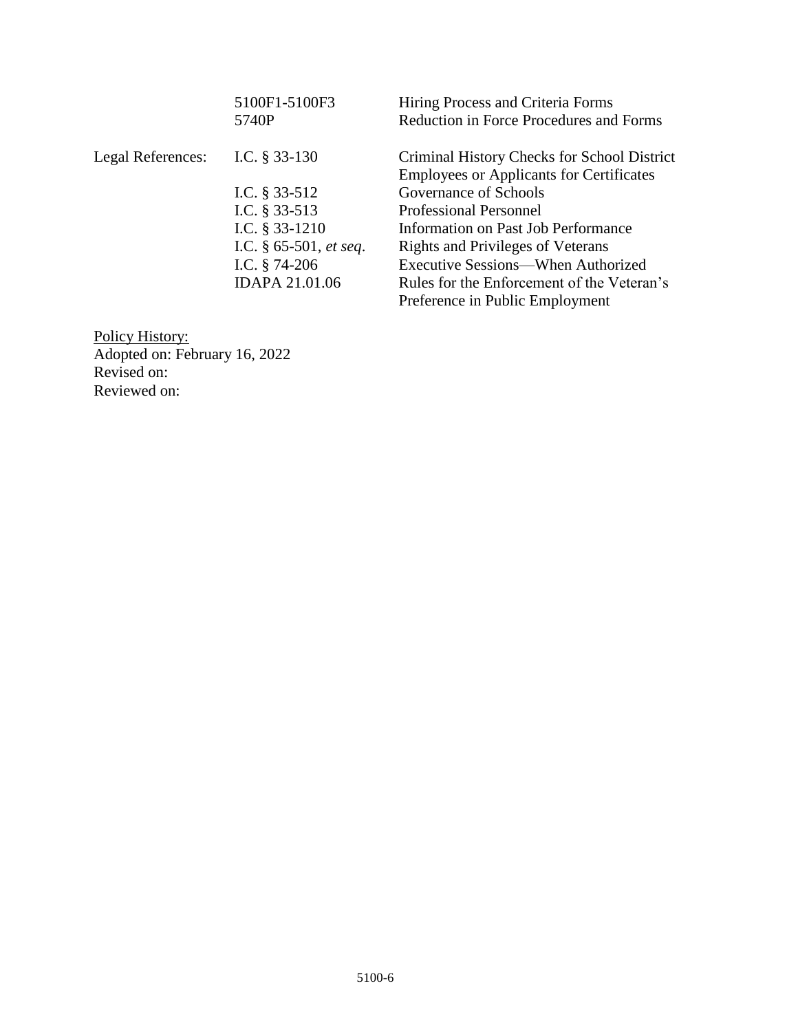| | | |
|---|---|---|
| | 5100F1-5100F3 | Hiring Process and Criteria Forms |
| | 5740P | Reduction in Force Procedures and Forms |
| Legal References: | I.C. § 33-130 | Criminal History Checks for School District Employees or Applicants for Certificates |
| | I.C. § 33-512 | Governance of Schools |
| | I.C. § 33-513 | Professional Personnel |
| | I.C. § 33-1210 | Information on Past Job Performance |
| | I.C. § 65-501, *et seq*. | Rights and Privileges of Veterans |
| | I.C. § 74-206 | Executive Sessions—When Authorized |
| | IDAPA 21.01.06 | Rules for the Enforcement of the Veteran's Preference in Public Employment |

Policy History:
Adopted on: February 16, 2022
Revised on:
Reviewed on: